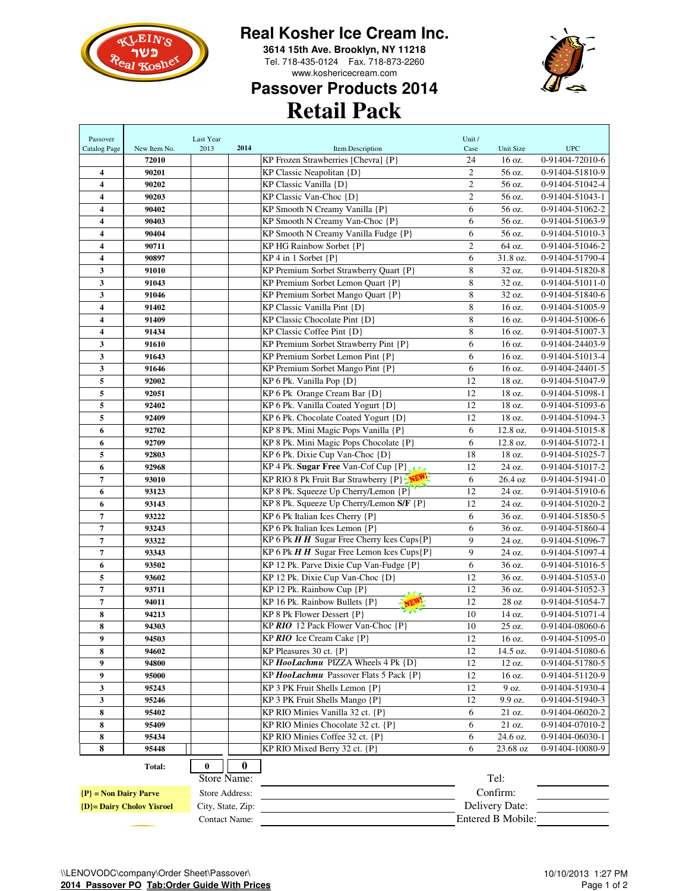# Real Kosher Ice Cream Inc.

**3614 15th Ave. Brooklyn, NY 11218**

Tel. 718-435-0124 Fax. 718-873-2260

www.koshericecream.com

## Passover Products 2014

# Retail Pack

| Passover Catalog Page | New Item No. | Last Year 2013 | 2014 | Item Description | Unit / Case | Unit Size | UPC |
|---|---|---|---|---|---|---|---|
| | 72010 | | | KP Frozen Strawberries [Chevra] {P} | 24 | 16 oz. | 0-91404-72010-6 |
| 4 | 90201 | | | KP Classic Neapolitan {D} | 2 | 56 oz. | 0-91404-51810-9 |
| 4 | 90202 | | | KP Classic Vanilla {D} | 2 | 56 oz. | 0-91404-51042-4 |
| 4 | 90203 | | | KP Classic Van-Choc {D} | 2 | 56 oz. | 0-91404-51043-1 |
| 4 | 90402 | | | KP Smooth N Creamy Vanilla {P} | 6 | 56 oz. | 0-91404-51062-2 |
| 4 | 90403 | | | KP Smooth N Creamy Van-Choc {P} | 6 | 56 oz. | 0-91404-51063-9 |
| 4 | 90404 | | | KP Smooth N Creamy Vanilla Fudge {P} | 6 | 56 oz. | 0-91404-51010-3 |
| 4 | 90711 | | | KP HG Rainbow Sorbet {P} | 2 | 64 oz. | 0-91404-51046-2 |
| 4 | 90897 | | | KP 4 in 1 Sorbet {P} | 6 | 31.8 oz. | 0-91404-51790-4 |
| 3 | 91010 | | | KP Premium Sorbet Strawberry Quart {P} | 8 | 32 oz. | 0-91404-51820-8 |
| 3 | 91043 | | | KP Premium Sorbet Lemon Quart {P} | 8 | 32 oz. | 0-91404-51011-0 |
| 3 | 91046 | | | KP Premium Sorbet Mango Quart {P} | 8 | 32 oz. | 0-91404-51840-6 |
| 4 | 91402 | | | KP Classic Vanilla Pint {D} | 8 | 16 oz. | 0-91404-51005-9 |
| 4 | 91409 | | | KP Classic Chocolate Pint {D} | 8 | 16 oz. | 0-91404-51006-6 |
| 4 | 91434 | | | KP Classic Coffee Pint {D} | 8 | 16 oz. | 0-91404-51007-3 |
| 3 | 91610 | | | KP Premium Sorbet Strawberry Pint {P} | 6 | 16 oz. | 0-91404-24403-9 |
| 3 | 91643 | | | KP Premium Sorbet Lemon Pint {P} | 6 | 16 oz. | 0-91404-51013-4 |
| 3 | 91646 | | | KP Premium Sorbet Mango Pint {P} | 6 | 16 oz. | 0-91404-24401-5 |
| 5 | 92002 | | | KP 6 Pk. Vanilla Pop {D} | 12 | 18 oz. | 0-91404-51047-9 |
| 5 | 92051 | | | KP 6 Pk Orange Cream Bar {D} | 12 | 18 oz. | 0-91404-51098-1 |
| 5 | 92402 | | | KP 6 Pk. Vanilla Coated Yogurt {D} | 12 | 18 oz. | 0-91404-51093-6 |
| 5 | 92409 | | | KP 6 Pk. Chocolate Coated Yogurt {D} | 12 | 18 oz. | 0-91404-51094-3 |
| 6 | 92702 | | | KP 8 Pk. Mini Magic Pops Vanilla {P} | 6 | 12.8 oz. | 0-91404-51015-8 |
| 6 | 92709 | | | KP 8 Pk. Mini Magic Pops Chocolate {P} | 6 | 12.8 oz. | 0-91404-51072-1 |
| 5 | 92803 | | | KP 6 Pk. Dixie Cup Van-Choc {D} | 18 | 18 oz. | 0-91404-51025-7 |
| 6 | 92968 | | | KP 4 Pk. **Sugar Free** Van-Cof Cup {P} | 12 | 24 oz. | 0-91404-51017-2 |
| 7 | 93010 | | | KP RIO 8 Pk Fruit Bar Strawberry {P} NEW! | 6 | 26.4 oz | 0-91404-51941-0 |
| 6 | 93123 | | | KP 8 Pk. Squeeze Up Cherry/Lemon {P} | 12 | 24 oz. | 0-91404-51910-6 |
| 6 | 93143 | | | KP 8 Pk. Squeeze Up Cherry/Lemon **S/F** {P} | 12 | 24 oz. | 0-91404-51020-2 |
| 7 | 93222 | | | KP 6 Pk Italian Ices Cherry {P} | 6 | 36 oz. | 0-91404-51850-5 |
| 7 | 93243 | | | KP 6 Pk Italian Ices Lemon {P} | 6 | 36 oz. | 0-91404-51860-4 |
| 7 | 93322 | | | KP 6 Pk ***H H*** Sugar Free Cherry Ices Cups{P} | 9 | 24 oz. | 0-91404-51096-7 |
| 7 | 93343 | | | KP 6 Pk ***H H*** Sugar Free Lemon Ices Cups{P} | 9 | 24 oz. | 0-91404-51097-4 |
| 6 | 93502 | | | KP 12 Pk. Parve Dixie Cup Van-Fudge {P} | 6 | 36 oz. | 0-91404-51016-5 |
| 5 | 93602 | | | KP 12 Pk. Dixie Cup Van-Choc {D} | 12 | 36 oz. | 0-91404-51053-0 |
| 7 | 93711 | | | KP 12 Pk. Rainbow Cup {P} | 12 | 36 oz. | 0-91404-51052-3 |
| 7 | 94011 | | | KP 16 Pk. Rainbow Bullets {P} NEW! | 12 | 28 oz | 0-91404-51054-7 |
| 8 | 94213 | | | KP 8 Pk Flower Dessert {P} | 10 | 14 oz. | 0-91404-51071-4 |
| 8 | 94303 | | | KP ***RIO*** 12 Pack Flower Van-Choc {P} | 10 | 25 oz. | 0-91404-08060-6 |
| 9 | 94503 | | | KP ***RIO*** Ice Cream Cake {P} | 12 | 16 oz. | 0-91404-51095-0 |
| 8 | 94602 | | | KP Pleasures 30 ct. {P} | 12 | 14.5 oz. | 0-91404-51080-6 |
| 9 | 94800 | | | KP ***HooLachmu*** PIZZA Wheels 4 Pk {D} | 12 | 12 oz. | 0-91404-51780-5 |
| 9 | 95000 | | | KP ***HooLachmu*** Passover Flats 5 Pack {P} | 12 | 16 oz. | 0-91404-51120-9 |
| 3 | 95243 | | | KP 3 PK Fruit Shells Lemon {P} | 12 | 9 oz. | 0-91404-51930-4 |
| 3 | 95246 | | | KP 3 PK Fruit Shells Mango {P} | 12 | 9.9 oz. | 0-91404-51940-3 |
| 8 | 95402 | | | KP RIO Minies Vanilla 32 ct. {P} | 6 | 21 oz. | 0-91404-06020-2 |
| 8 | 95409 | | | KP RIO Minies Chocolate 32 ct. {P} | 6 | 21 oz. | 0-91404-07010-2 |
| 8 | 95434 | | | KP RIO Minies Coffee 32 ct. {P} | 6 | 24.6 oz. | 0-91404-06030-1 |
| 8 | 95448 | | | KP RIO Mixed Berry 32 ct. {P} | 6 | 23.68 oz | 0-91404-10080-9 |
| | **Total:** | 0 | 0 | | | | |

Store Name: ____________________ Tel: ____________

Store Address: ____________________ Confirm: ____________

City, State, Zip: ____________________ Delivery Date: ____________

Contact Name: ____________________ Entered B Mobile: ____________

**{P} = Non Dairy Parve**

**{D}= Dairy Cholov Yisroel**

\\LENOVODC\company\Order Sheet\Passover\

**2014 Passover PO Tab:Order Guide With Prices**

10/10/2013 1:27 PM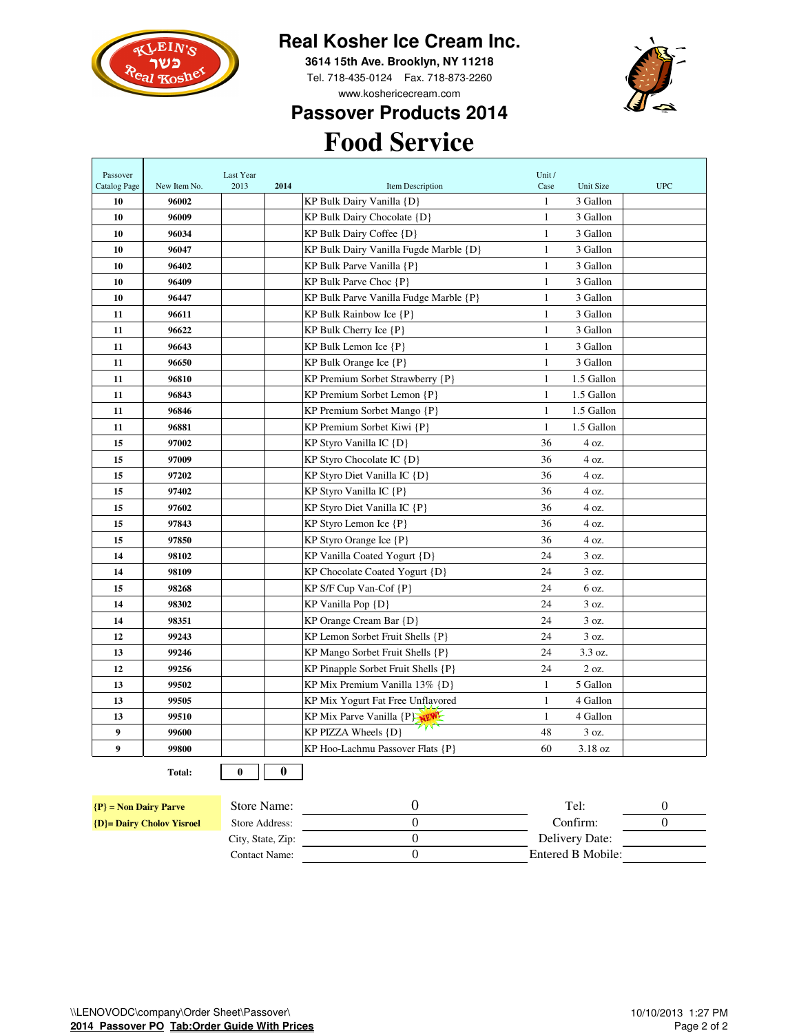# Real Kosher Ice Cream Inc.

**3614 15th Ave. Brooklyn, NY 11218**

Tel. 718-435-0124 Fax. 718-873-2260

www.koshericecream.com

## Passover Products 2014

# Food Service

| Passover Catalog Page | New Item No. | Last Year 2013 | 2014 | Item Description | Unit / Case | Unit Size | UPC |
|---|---|---|---|---|---|---|---|
| 10 | 96002 | | | KP Bulk Dairy Vanilla {D} | 1 | 3 Gallon | |
| 10 | 96009 | | | KP Bulk Dairy Chocolate {D} | 1 | 3 Gallon | |
| 10 | 96034 | | | KP Bulk Dairy Coffee {D} | 1 | 3 Gallon | |
| 10 | 96047 | | | KP Bulk Dairy Vanilla Fugde Marble {D} | 1 | 3 Gallon | |
| 10 | 96402 | | | KP Bulk Parve Vanilla {P} | 1 | 3 Gallon | |
| 10 | 96409 | | | KP Bulk Parve Choc {P} | 1 | 3 Gallon | |
| 10 | 96447 | | | KP Bulk Parve Vanilla Fudge Marble {P} | 1 | 3 Gallon | |
| 11 | 96611 | | | KP Bulk Rainbow Ice {P} | 1 | 3 Gallon | |
| 11 | 96622 | | | KP Bulk Cherry Ice {P} | 1 | 3 Gallon | |
| 11 | 96643 | | | KP Bulk Lemon Ice {P} | 1 | 3 Gallon | |
| 11 | 96650 | | | KP Bulk Orange Ice {P} | 1 | 3 Gallon | |
| 11 | 96810 | | | KP Premium Sorbet Strawberry {P} | 1 | 1.5 Gallon | |
| 11 | 96843 | | | KP Premium Sorbet Lemon {P} | 1 | 1.5 Gallon | |
| 11 | 96846 | | | KP Premium Sorbet Mango {P} | 1 | 1.5 Gallon | |
| 11 | 96881 | | | KP Premium Sorbet Kiwi {P} | 1 | 1.5 Gallon | |
| 15 | 97002 | | | KP Styro Vanilla IC {D} | 36 | 4 oz. | |
| 15 | 97009 | | | KP Styro Chocolate IC {D} | 36 | 4 oz. | |
| 15 | 97202 | | | KP Styro Diet Vanilla IC {D} | 36 | 4 oz. | |
| 15 | 97402 | | | KP Styro Vanilla IC {P} | 36 | 4 oz. | |
| 15 | 97602 | | | KP Styro Diet Vanilla IC {P} | 36 | 4 oz. | |
| 15 | 97843 | | | KP Styro Lemon Ice {P} | 36 | 4 oz. | |
| 15 | 97850 | | | KP Styro Orange Ice {P} | 36 | 4 oz. | |
| 14 | 98102 | | | KP Vanilla Coated Yogurt {D} | 24 | 3 oz. | |
| 14 | 98109 | | | KP Chocolate Coated Yogurt {D} | 24 | 3 oz. | |
| 15 | 98268 | | | KP S/F Cup Van-Cof {P} | 24 | 6 oz. | |
| 14 | 98302 | | | KP Vanilla Pop {D} | 24 | 3 oz. | |
| 14 | 98351 | | | KP Orange Cream Bar {D} | 24 | 3 oz. | |
| 12 | 99243 | | | KP Lemon Sorbet Fruit Shells {P} | 24 | 3 oz. | |
| 13 | 99246 | | | KP Mango Sorbet Fruit Shells {P} | 24 | 3.3 oz. | |
| 12 | 99256 | | | KP Pinapple Sorbet Fruit Shells {P} | 24 | 2 oz. | |
| 13 | 99502 | | | KP Mix Premium Vanilla 13% {D} | 1 | 5 Gallon | |
| 13 | 99505 | | | KP Mix Yogurt Fat Free Unflavored | 1 | 4 Gallon | |
| 13 | 99510 | | | KP Mix Parve Vanilla {P} NEW! | 1 | 4 Gallon | |
| 9 | 99600 | | | KP PIZZA Wheels {D} | 48 | 3 oz. | |
| 9 | 99800 | | | KP Hoo-Lachmu Passover Flats {P} | 60 | 3.18 oz | |
| | **Total:** | 0 | 0 | | | | |

**{P} = Non Dairy Parve**
**{D}= Dairy Cholov Yisroel**

| | | | |
|---|---|---|---|
| Store Name: | 0 | Tel: | 0 |
| Store Address: | 0 | Confirm: | 0 |
| City, State, Zip: | 0 | Delivery Date: | |
| Contact Name: | 0 | Entered B Mobile: | |

\\LENOVODC\company\Order Sheet\Passover\
**2014 Passover PO Tab:Order Guide With Prices**

10/10/2013 1:27 PM